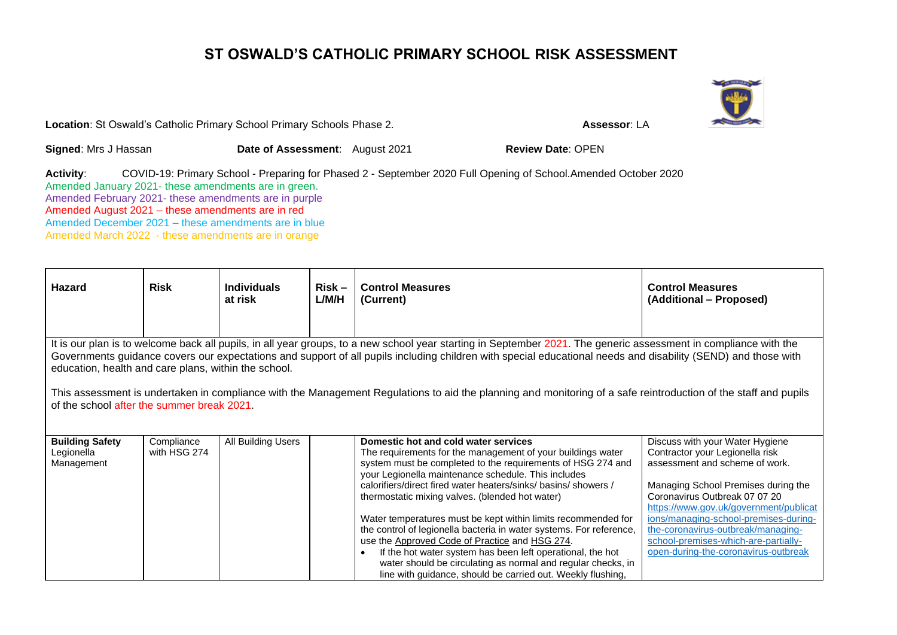# ST OSWALD'S CATHOLIC PRIMARY SCHOOL RISK ASSESSMENT

**Location**: St Oswald's Catholic Primary School Primary Schools Phase 2. **Assessor**: LA

**Signed**: Mrs J Hassan **Date of Assessment**: August 2021 **Review Date**: OPEN

**Activity**: COVID-19: Primary School - Preparing for Phased 2 - September 2020 Full Opening of School.Amended October 2020

Amended January 2021- these amendments are in green.

Amended February 2021- these amendments are in purple

Amended August 2021 – these amendments are in red

Amended December 2021 – these amendments are in blue

Amended March 2022 - these amendments are in orange

| Hazard | Risk | Individuals at risk | Risk – L/M/H | Control Measures (Current) | Control Measures (Additional – Proposed) |
|---|---|---|---|---|---|
| It is our plan is to welcome back all pupils, in all year groups, to a new school year starting in September 2021. The generic assessment in compliance with the Governments guidance covers our expectations and support of all pupils including children with special educational needs and disability (SEND) and those with education, health and care plans, within the school.<br><br>This assessment is undertaken in compliance with the Management Regulations to aid the planning and monitoring of a safe reintroduction of the staff and pupils of the school after the summer break 2021. | | | | | |
| **Building Safety** Legionella Management | Compliance with HSG 274 | All Building Users | | **Domestic hot and cold water services**<br>The requirements for the management of your buildings water system must be completed to the requirements of HSG 274 and your Legionella maintenance schedule. This includes calorifiers/direct fired water heaters/sinks/ basins/ showers / thermostatic mixing valves. (blended hot water)<br><br>Water temperatures must be kept within limits recommended for the control of legionella bacteria in water systems. For reference, use the Approved Code of Practice and HSG 274.<br>• If the hot water system has been left operational, the hot water should be circulating as normal and regular checks, in line with guidance, should be carried out. Weekly flushing, | Discuss with your Water Hygiene Contractor your Legionella risk assessment and scheme of work.<br><br>Managing School Premises during the Coronavirus Outbreak 07 07 20<br>https://www.gov.uk/government/publications/managing-school-premises-during-the-coronavirus-outbreak/managing-school-premises-which-are-partially-open-during-the-coronavirus-outbreak |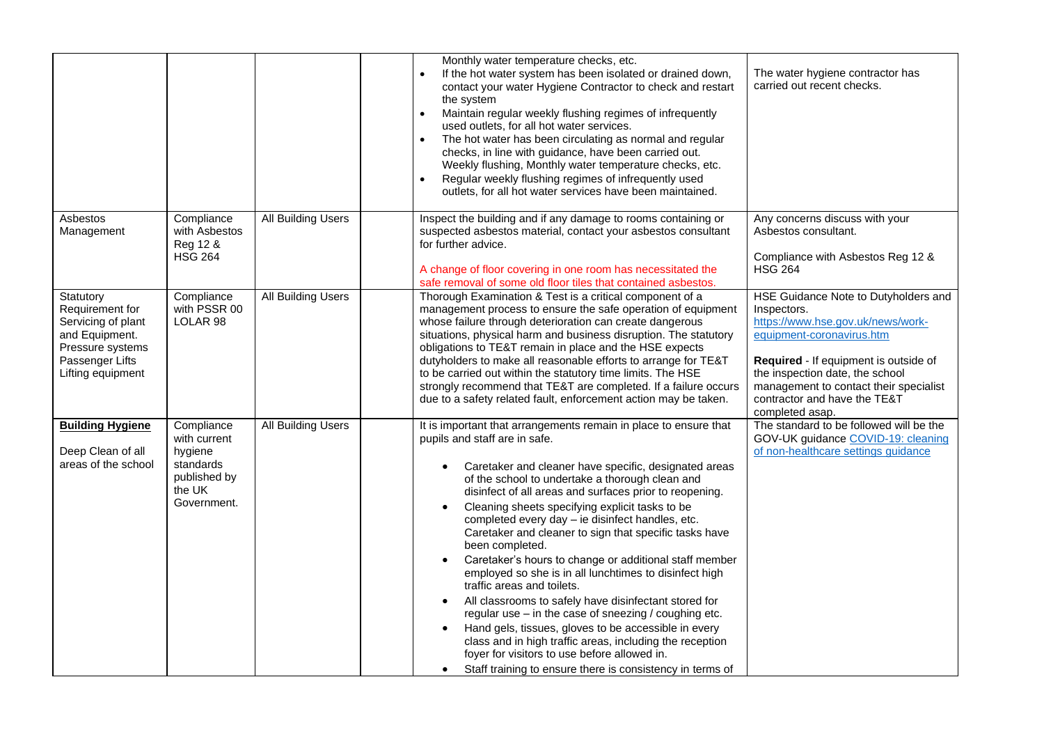| | | | | | |
|---|---|---|---|---|---|
| | | | | Monthly water temperature checks, etc.<br>• If the hot water system has been isolated or drained down, contact your water Hygiene Contractor to check and restart the system<br>• Maintain regular weekly flushing regimes of infrequently used outlets, for all hot water services.<br>• The hot water has been circulating as normal and regular checks, in line with guidance, have been carried out. Weekly flushing, Monthly water temperature checks, etc.<br>• Regular weekly flushing regimes of infrequently used outlets, for all hot water services have been maintained. | The water hygiene contractor has carried out recent checks. |
| Asbestos Management | Compliance with Asbestos Reg 12 & HSG 264 | All Building Users | | Inspect the building and if any damage to rooms containing or suspected asbestos material, contact your asbestos consultant for further advice.<br><br>A change of floor covering in one room has necessitated the safe removal of some old floor tiles that contained asbestos. | Any concerns discuss with your Asbestos consultant.<br><br>Compliance with Asbestos Reg 12 & HSG 264 |
| Statutory Requirement for Servicing of plant and Equipment. Pressure systems Passenger Lifts Lifting equipment | Compliance with PSSR 00 LOLAR 98 | All Building Users | | Thorough Examination & Test is a critical component of a management process to ensure the safe operation of equipment whose failure through deterioration can create dangerous situations, physical harm and business disruption. The statutory obligations to TE&T remain in place and the HSE expects dutyholders to make all reasonable efforts to arrange for TE&T to be carried out within the statutory time limits. The HSE strongly recommend that TE&T are completed. If a failure occurs due to a safety related fault, enforcement action may be taken. | HSE Guidance Note to Dutyholders and Inspectors.<br>https://www.hse.gov.uk/news/work-equipment-coronavirus.htm<br><br>**Required** - If equipment is outside of the inspection date, the school management to contact their specialist contractor and have the TE&T completed asap. |
| **Building Hygiene**<br><br>Deep Clean of all areas of the school | Compliance with current hygiene standards published by the UK Government. | All Building Users | | It is important that arrangements remain in place to ensure that pupils and staff are in safe.<br><br>• Caretaker and cleaner have specific, designated areas of the school to undertake a thorough clean and disinfect of all areas and surfaces prior to reopening.<br>• Cleaning sheets specifying explicit tasks to be completed every day – ie disinfect handles, etc. Caretaker and cleaner to sign that specific tasks have been completed.<br>• Caretaker's hours to change or additional staff member employed so she is in all lunchtimes to disinfect high traffic areas and toilets.<br>• All classrooms to safely have disinfectant stored for regular use – in the case of sneezing / coughing etc.<br>• Hand gels, tissues, gloves to be accessible in every class and in high traffic areas, including the reception foyer for visitors to use before allowed in.<br>• Staff training to ensure there is consistency in terms of | The standard to be followed will be the GOV-UK guidance COVID-19: cleaning of non-healthcare settings guidance |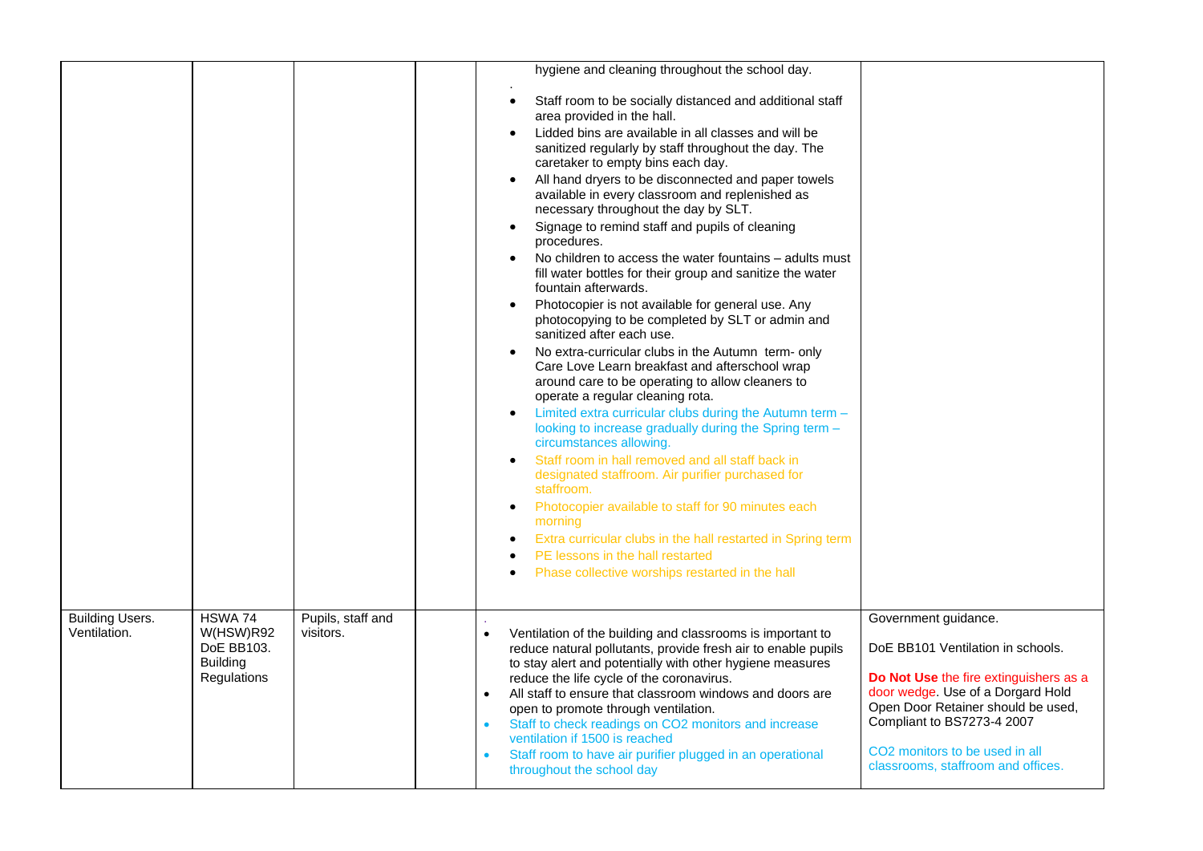| | | | | | |
|---|---|---|---|---|---|
| | | | | hygiene and cleaning throughout the school day.<br>.<br>• Staff room to be socially distanced and additional staff area provided in the hall.<br>• Lidded bins are available in all classes and will be sanitized regularly by staff throughout the day. The caretaker to empty bins each day.<br>• All hand dryers to be disconnected and paper towels available in every classroom and replenished as necessary throughout the day by SLT.<br>• Signage to remind staff and pupils of cleaning procedures.<br>• No children to access the water fountains – adults must fill water bottles for their group and sanitize the water fountain afterwards.<br>• Photocopier is not available for general use. Any photocopying to be completed by SLT or admin and sanitized after each use.<br>• No extra-curricular clubs in the Autumn term- only Care Love Learn breakfast and afterschool wrap around care to be operating to allow cleaners to operate a regular cleaning rota.<br>• Limited extra curricular clubs during the Autumn term – looking to increase gradually during the Spring term – circumstances allowing.<br>• Staff room in hall removed and all staff back in designated staffroom. Air purifier purchased for staffroom.<br>• Photocopier available to staff for 90 minutes each morning<br>• Extra curricular clubs in the hall restarted in Spring term<br>• PE lessons in the hall restarted<br>• Phase collective worships restarted in the hall | |
| Building Users. Ventilation. | HSWA 74 W(HSW)R92 DoE BB103. Building Regulations | Pupils, staff and visitors. | | .<br>• Ventilation of the building and classrooms is important to reduce natural pollutants, provide fresh air to enable pupils to stay alert and potentially with other hygiene measures reduce the life cycle of the coronavirus.<br>• All staff to ensure that classroom windows and doors are open to promote through ventilation.<br>• Staff to check readings on $CO_2$ monitors and increase ventilation if 1500 is reached<br>• Staff room to have air purifier plugged in an operational throughout the school day | Government guidance.<br><br>DoE BB101 Ventilation in schools.<br><br>**Do Not Use** the fire extinguishers as a door wedge. Use of a Dorgard Hold Open Door Retainer should be used, Compliant to BS7273-4 2007<br><br>$CO_2$ monitors to be used in all classrooms, staffroom and offices. |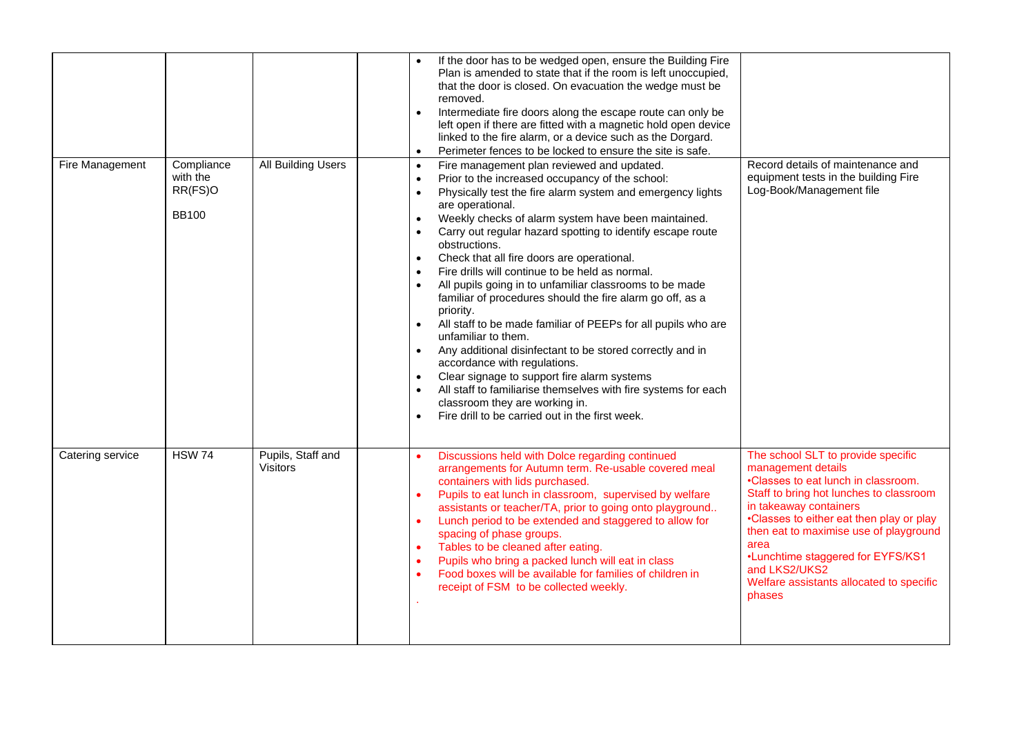| | | | | | |
|---|---|---|---|---|---|
| | | | | • If the door has to be wedged open, ensure the Building Fire Plan is amended to state that if the room is left unoccupied, that the door is closed. On evacuation the wedge must be removed.<br>• Intermediate fire doors along the escape route can only be left open if there are fitted with a magnetic hold open device linked to the fire alarm, or a device such as the Dorgard.<br>• Perimeter fences to be locked to ensure the site is safe. | |
| Fire Management | Compliance with the RR(FS)O<br><br>BB100 | All Building Users | | • Fire management plan reviewed and updated.<br>• Prior to the increased occupancy of the school:<br>• Physically test the fire alarm system and emergency lights are operational.<br>• Weekly checks of alarm system have been maintained.<br>• Carry out regular hazard spotting to identify escape route obstructions.<br>• Check that all fire doors are operational.<br>• Fire drills will continue to be held as normal.<br>• All pupils going in to unfamiliar classrooms to be made familiar of procedures should the fire alarm go off, as a priority.<br>• All staff to be made familiar of PEEPs for all pupils who are unfamiliar to them.<br>• Any additional disinfectant to be stored correctly and in accordance with regulations.<br>• Clear signage to support fire alarm systems<br>• All staff to familiarise themselves with fire systems for each classroom they are working in.<br>• Fire drill to be carried out in the first week. | Record details of maintenance and equipment tests in the building Fire Log-Book/Management file |
| Catering service | HSW 74 | Pupils, Staff and Visitors | | • Discussions held with Dolce regarding continued arrangements for Autumn term. Re-usable covered meal containers with lids purchased.<br>• Pupils to eat lunch in classroom, supervised by welfare assistants or teacher/TA, prior to going onto playground..<br>• Lunch period to be extended and staggered to allow for spacing of phase groups.<br>• Tables to be cleaned after eating.<br>• Pupils who bring a packed lunch will eat in class<br>• Food boxes will be available for families of children in receipt of FSM to be collected weekly.<br>. | The school SLT to provide specific management details<br>•Classes to eat lunch in classroom. Staff to bring hot lunches to classroom in takeaway containers<br>•Classes to either eat then play or play then eat to maximise use of playground area<br>•Lunchtime staggered for EYFS/KS1 and LKS2/UKS2<br>Welfare assistants allocated to specific phases |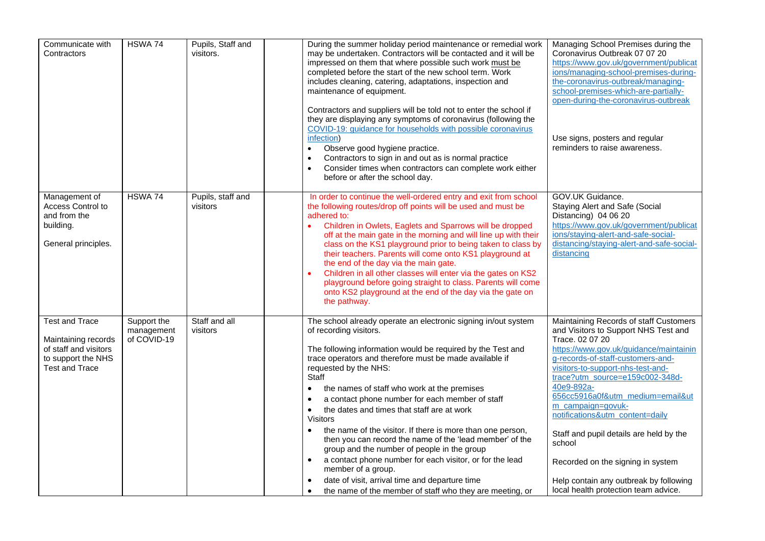| | | | | | |
|---|---|---|---|---|---|
| Communicate with Contractors | HSWA 74 | Pupils, Staff and visitors. | | During the summer holiday period maintenance or remedial work may be undertaken. Contractors will be contacted and it will be impressed on them that where possible such work must be completed before the start of the new school term. Work includes cleaning, catering, adaptations, inspection and maintenance of equipment.<br><br>Contractors and suppliers will be told not to enter the school if they are displaying any symptoms of coronavirus (following the COVID-19: guidance for households with possible coronavirus infection)<br>• Observe good hygiene practice.<br>• Contractors to sign in and out as is normal practice<br>• Consider times when contractors can complete work either before or after the school day. | Managing School Premises during the Coronavirus Outbreak 07 07 20<br>https://www.gov.uk/government/publications/managing-school-premises-during-the-coronavirus-outbreak/managing-school-premises-which-are-partially-open-during-the-coronavirus-outbreak<br><br>Use signs, posters and regular reminders to raise awareness. |
| Management of Access Control to and from the building.<br><br>General principles. | HSWA 74 | Pupils, staff and visitors | | In order to continue the well-ordered entry and exit from school the following routes/drop off points will be used and must be adhered to:<br>• Children in Owlets, Eaglets and Sparrows will be dropped off at the main gate in the morning and will line up with their class on the KS1 playground prior to being taken to class by their teachers. Parents will come onto KS1 playground at the end of the day via the main gate.<br>• Children in all other classes will enter via the gates on KS2 playground before going straight to class. Parents will come onto KS2 playground at the end of the day via the gate on the pathway. | GOV.UK Guidance.<br>Staying Alert and Safe (Social Distancing) 04 06 20<br>https://www.gov.uk/government/publications/staying-alert-and-safe-social-distancing/staying-alert-and-safe-social-distancing |
| Test and Trace<br><br>Maintaining records of staff and visitors to support the NHS Test and Trace | Support the management of COVID-19 | Staff and all visitors | | The school already operate an electronic signing in/out system of recording visitors.<br><br>The following information would be required by the Test and trace operators and therefore must be made available if requested by the NHS:<br>Staff<br>• the names of staff who work at the premises<br>• a contact phone number for each member of staff<br>• the dates and times that staff are at work<br>Visitors<br>• the name of the visitor. If there is more than one person, then you can record the name of the 'lead member' of the group and the number of people in the group<br>• a contact phone number for each visitor, or for the lead member of a group.<br>• date of visit, arrival time and departure time<br>• the name of the member of staff who they are meeting, or | Maintaining Records of staff Customers and Visitors to Support NHS Test and Trace. 02 07 20<br>https://www.gov.uk/guidance/maintaining-records-of-staff-customers-and-visitors-to-support-nhs-test-and-trace?utm_source=e159c002-348d-40e9-892a-656cc5916a0f&utm_medium=email&utm_campaign=govuk-notifications&utm_content=daily<br><br>Staff and pupil details are held by the school<br><br>Recorded on the signing in system<br><br>Help contain any outbreak by following local health protection team advice. |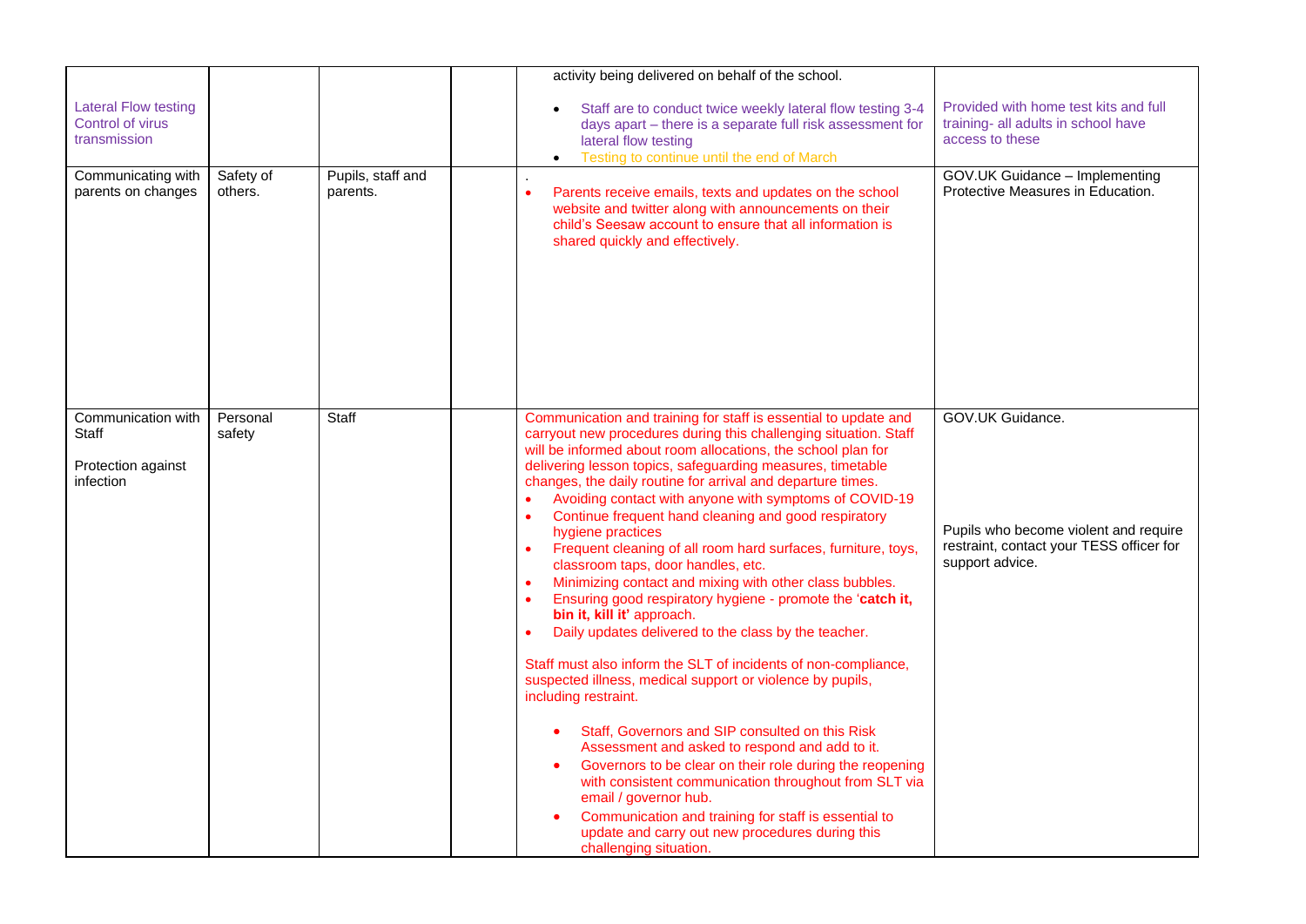| | | | | | |
|---|---|---|---|---|---|
| | | | | activity being delivered on behalf of the school. | |
| Lateral Flow testing Control of virus transmission | | | | <ul><li>Staff are to conduct twice weekly lateral flow testing 3-4 days apart – there is a separate full risk assessment for lateral flow testing</li><li>Testing to continue until the end of March</li></ul> | Provided with home test kits and full training- all adults in school have access to these |
| Communicating with parents on changes | Safety of others. | Pupils, staff and parents. | | .<br><ul><li>Parents receive emails, texts and updates on the school website and twitter along with announcements on their child's Seesaw account to ensure that all information is shared quickly and effectively.</li></ul> | GOV.UK Guidance – Implementing Protective Measures in Education. |
| Communication with Staff<br><br>Protection against infection | Personal safety | Staff | | Communication and training for staff is essential to update and carryout new procedures during this challenging situation. Staff will be informed about room allocations, the school plan for delivering lesson topics, safeguarding measures, timetable changes, the daily routine for arrival and departure times.<ul><li>Avoiding contact with anyone with symptoms of COVID-19</li><li>Continue frequent hand cleaning and good respiratory hygiene practices</li><li>Frequent cleaning of all room hard surfaces, furniture, toys, classroom taps, door handles, etc.</li><li>Minimizing contact and mixing with other class bubbles.</li><li>Ensuring good respiratory hygiene - promote the '**catch it, bin it, kill it**' approach.</li><li>Daily updates delivered to the class by the teacher.</li></ul>Staff must also inform the SLT of incidents of non-compliance, suspected illness, medical support or violence by pupils, including restraint.<ul><li>Staff, Governors and SIP consulted on this Risk Assessment and asked to respond and add to it.</li><li>Governors to be clear on their role during the reopening with consistent communication throughout from SLT via email / governor hub.</li><li>Communication and training for staff is essential to update and carry out new procedures during this challenging situation.</li></ul> | GOV.UK Guidance.<br><br>Pupils who become violent and require restraint, contact your TESS officer for support advice. |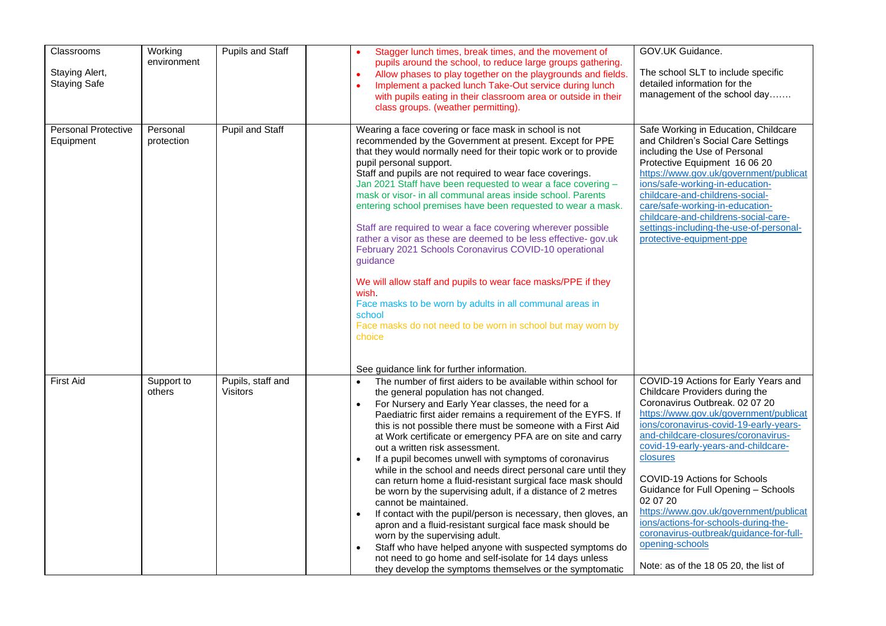| Classrooms<br><br>Staying Alert, Staying Safe | Working environment | Pupils and Staff | | • Stagger lunch times, break times, and the movement of pupils around the school, to reduce large groups gathering.<br>• Allow phases to play together on the playgrounds and fields.<br>• Implement a packed lunch Take-Out service during lunch with pupils eating in their classroom area or outside in their class groups. (weather permitting). | GOV.UK Guidance.<br><br>The school SLT to include specific detailed information for the management of the school day……. |
|---|---|---|---|---|---|
| Personal Protective Equipment | Personal protection | Pupil and Staff | | Wearing a face covering or face mask in school is not recommended by the Government at present. Except for PPE that they would normally need for their topic work or to provide pupil personal support.<br>Staff and pupils are not required to wear face coverings.<br>Jan 2021 Staff have been requested to wear a face covering – mask or visor- in all communal areas inside school. Parents entering school premises have been requested to wear a mask.<br><br>Staff are required to wear a face covering wherever possible rather a visor as these are deemed to be less effective- gov.uk February 2021 Schools Coronavirus COVID-10 operational guidance<br><br>We will allow staff and pupils to wear face masks/PPE if they wish.<br>Face masks to be worn by adults in all communal areas in school<br>Face masks do not need to be worn in school but may worn by choice<br><br>See guidance link for further information. | Safe Working in Education, Childcare and Children's Social Care Settings including the Use of Personal Protective Equipment 16 06 20<br>https://www.gov.uk/government/publications/safe-working-in-education-childcare-and-childrens-social-care/safe-working-in-education-childcare-and-childrens-social-care-settings-including-the-use-of-personal-protective-equipment-ppe |
| First Aid | Support to others | Pupils, staff and Visitors | | • The number of first aiders to be available within school for the general population has not changed.<br>• For Nursery and Early Year classes, the need for a Paediatric first aider remains a requirement of the EYFS. If this is not possible there must be someone with a First Aid at Work certificate or emergency PFA are on site and carry out a written risk assessment.<br>• If a pupil becomes unwell with symptoms of coronavirus while in the school and needs direct personal care until they can return home a fluid-resistant surgical face mask should be worn by the supervising adult, if a distance of 2 metres cannot be maintained.<br>• If contact with the pupil/person is necessary, then gloves, an apron and a fluid-resistant surgical face mask should be worn by the supervising adult.<br>• Staff who have helped anyone with suspected symptoms do not need to go home and self-isolate for 14 days unless they develop the symptoms themselves or the symptomatic | COVID-19 Actions for Early Years and Childcare Providers during the Coronavirus Outbreak. 02 07 20<br>https://www.gov.uk/government/publications/coronavirus-covid-19-early-years-and-childcare-closures/coronavirus-covid-19-early-years-and-childcare-closures<br><br>COVID-19 Actions for Schools Guidance for Full Opening – Schools 02 07 20<br>https://www.gov.uk/government/publications/actions-for-schools-during-the-coronavirus-outbreak/guidance-for-full-opening-schools<br><br>Note: as of the 18 05 20, the list of |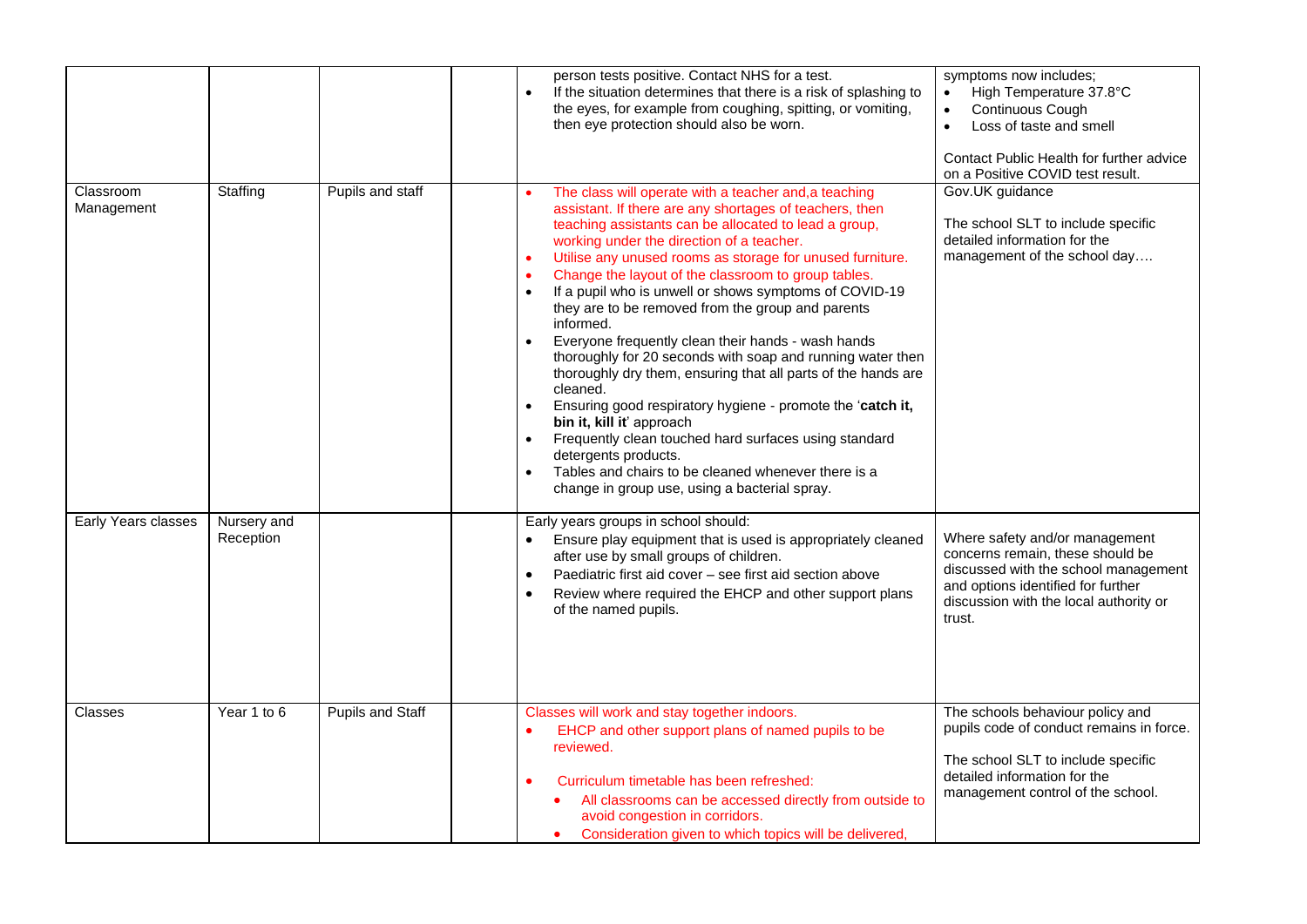| | | | | | |
|---|---|---|---|---|---|
| | | | | person tests positive. Contact NHS for a test.<br>• If the situation determines that there is a risk of splashing to the eyes, for example from coughing, spitting, or vomiting, then eye protection should also be worn. | symptoms now includes;<br>• High Temperature 37.8°C<br>• Continuous Cough<br>• Loss of taste and smell<br><br>Contact Public Health for further advice on a Positive COVID test result. |
| Classroom Management | Staffing | Pupils and staff | | • The class will operate with a teacher and,a teaching assistant. If there are any shortages of teachers, then teaching assistants can be allocated to lead a group, working under the direction of a teacher.<br>• Utilise any unused rooms as storage for unused furniture.<br>• Change the layout of the classroom to group tables.<br>• If a pupil who is unwell or shows symptoms of COVID-19 they are to be removed from the group and parents informed.<br>• Everyone frequently clean their hands - wash hands thoroughly for 20 seconds with soap and running water then thoroughly dry them, ensuring that all parts of the hands are cleaned.<br>• Ensuring good respiratory hygiene - promote the '**catch it, bin it, kill it**' approach<br>• Frequently clean touched hard surfaces using standard detergents products.<br>• Tables and chairs to be cleaned whenever there is a change in group use, using a bacterial spray. | Gov.UK guidance<br><br>The school SLT to include specific detailed information for the management of the school day…. |
| Early Years classes | Nursery and Reception | | | Early years groups in school should:<br>• Ensure play equipment that is used is appropriately cleaned after use by small groups of children.<br>• Paediatric first aid cover – see first aid section above<br>• Review where required the EHCP and other support plans of the named pupils. | Where safety and/or management concerns remain, these should be discussed with the school management and options identified for further discussion with the local authority or trust. |
| Classes | Year 1 to 6 | Pupils and Staff | | Classes will work and stay together indoors.<br>• EHCP and other support plans of named pupils to be reviewed.<br><br>• Curriculum timetable has been refreshed:<br>&nbsp;&nbsp;• All classrooms can be accessed directly from outside to avoid congestion in corridors.<br>&nbsp;&nbsp;• Consideration given to which topics will be delivered, | The schools behaviour policy and pupils code of conduct remains in force.<br><br>The school SLT to include specific detailed information for the management control of the school. |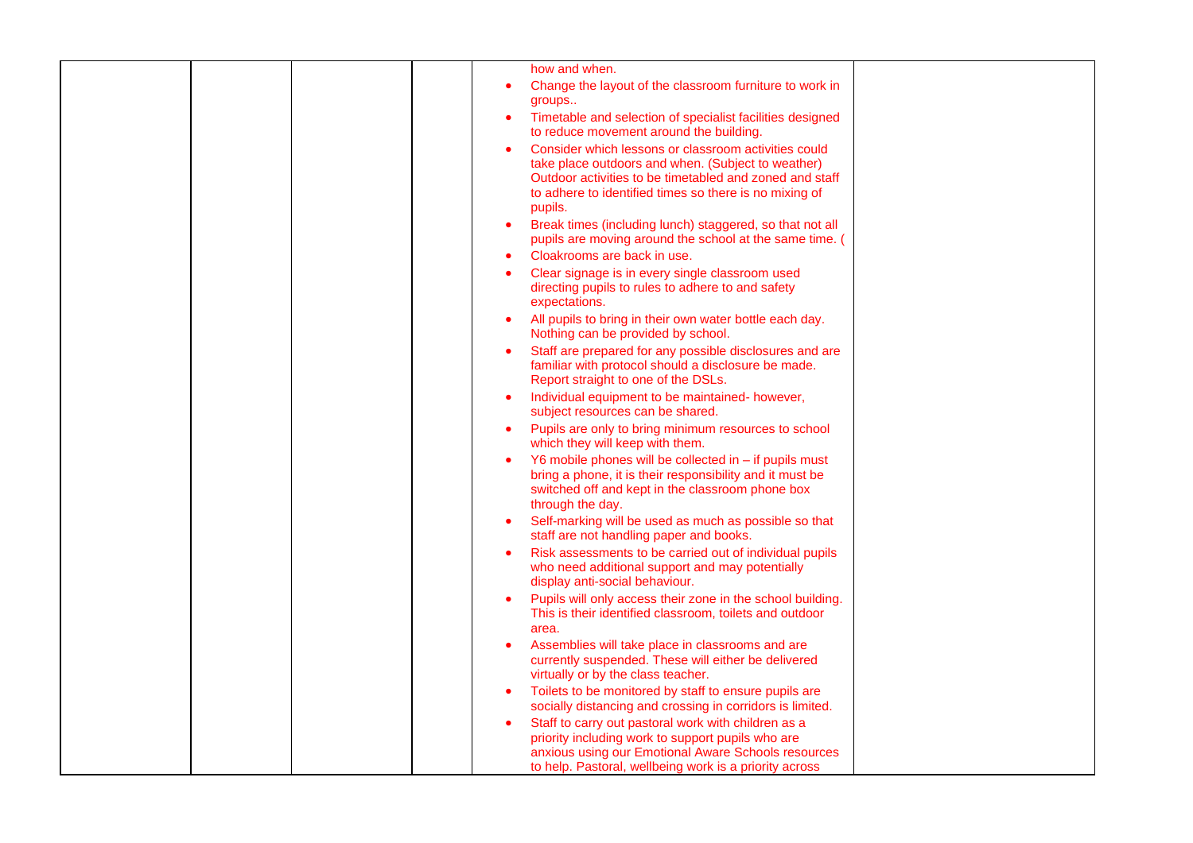|  |  |  |  | how and when.<br>• Change the layout of the classroom furniture to work in groups..<br>• Timetable and selection of specialist facilities designed to reduce movement around the building.<br>• Consider which lessons or classroom activities could take place outdoors and when. (Subject to weather) Outdoor activities to be timetabled and zoned and staff to adhere to identified times so there is no mixing of pupils.<br>• Break times (including lunch) staggered, so that not all pupils are moving around the school at the same time. (<br>• Cloakrooms are back in use.<br>• Clear signage is in every single classroom used directing pupils to rules to adhere to and safety expectations.<br>• All pupils to bring in their own water bottle each day. Nothing can be provided by school.<br>• Staff are prepared for any possible disclosures and are familiar with protocol should a disclosure be made. Report straight to one of the DSLs.<br>• Individual equipment to be maintained- however, subject resources can be shared.<br>• Pupils are only to bring minimum resources to school which they will keep with them.<br>• Y6 mobile phones will be collected in – if pupils must bring a phone, it is their responsibility and it must be switched off and kept in the classroom phone box through the day.<br>• Self-marking will be used as much as possible so that staff are not handling paper and books.<br>• Risk assessments to be carried out of individual pupils who need additional support and may potentially display anti-social behaviour.<br>• Pupils will only access their zone in the school building. This is their identified classroom, toilets and outdoor area.<br>• Assemblies will take place in classrooms and are currently suspended. These will either be delivered virtually or by the class teacher.<br>• Toilets to be monitored by staff to ensure pupils are socially distancing and crossing in corridors is limited.<br>• Staff to carry out pastoral work with children as a priority including work to support pupils who are anxious using our Emotional Aware Schools resources to help. Pastoral, wellbeing work is a priority across |  |
|---|---|---|---|---|---|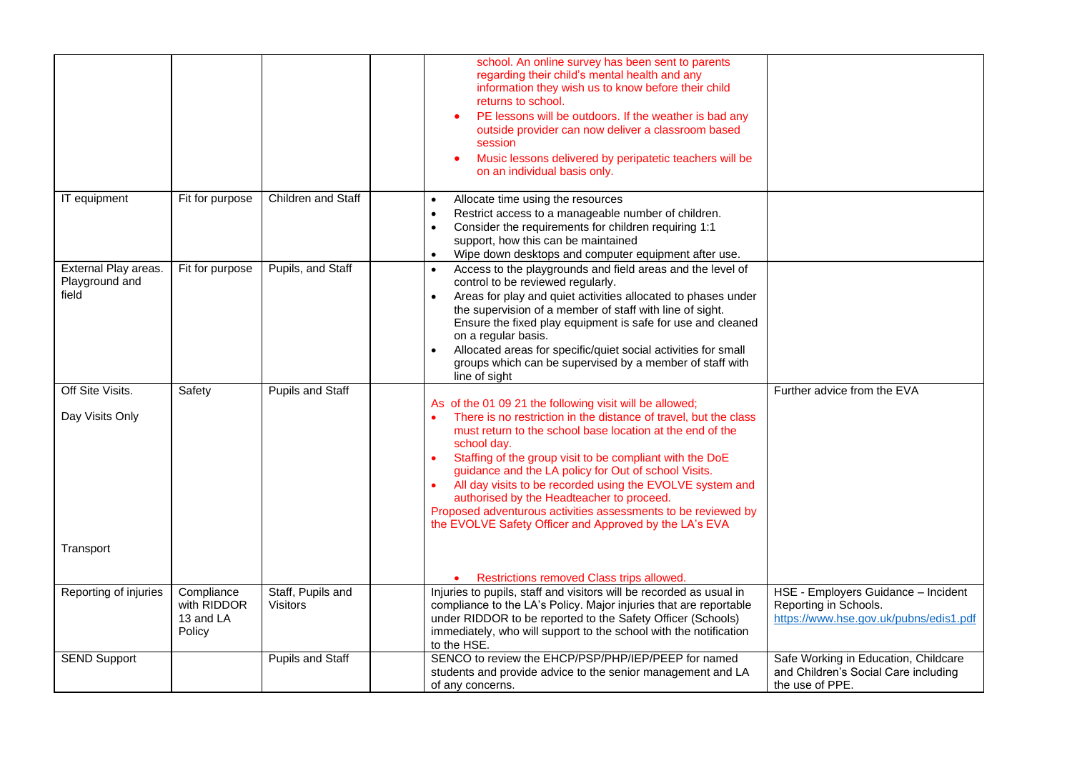| | | | | | |
|---|---|---|---|---|---|
| | | | | school. An online survey has been sent to parents regarding their child's mental health and any information they wish us to know before their child returns to school.<br>• PE lessons will be outdoors. If the weather is bad any outside provider can now deliver a classroom based session<br>• Music lessons delivered by peripatetic teachers will be on an individual basis only. | |
| IT equipment | Fit for purpose | Children and Staff | | • Allocate time using the resources<br>• Restrict access to a manageable number of children.<br>• Consider the requirements for children requiring 1:1 support, how this can be maintained<br>• Wipe down desktops and computer equipment after use. | |
| External Play areas. Playground and field | Fit for purpose | Pupils, and Staff | | • Access to the playgrounds and field areas and the level of control to be reviewed regularly.<br>• Areas for play and quiet activities allocated to phases under the supervision of a member of staff with line of sight. Ensure the fixed play equipment is safe for use and cleaned on a regular basis.<br>• Allocated areas for specific/quiet social activities for small groups which can be supervised by a member of staff with line of sight | |
| Off Site Visits.<br><br>Day Visits Only<br><br>Transport | Safety | Pupils and Staff | | As of the 01 09 21 the following visit will be allowed;<br>• There is no restriction in the distance of travel, but the class must return to the school base location at the end of the school day.<br>• Staffing of the group visit to be compliant with the DoE guidance and the LA policy for Out of school Visits.<br>• All day visits to be recorded using the EVOLVE system and authorised by the Headteacher to proceed.<br>Proposed adventurous activities assessments to be reviewed by the EVOLVE Safety Officer and Approved by the LA's EVA<br><br>• Restrictions removed Class trips allowed. | Further advice from the EVA |
| Reporting of injuries | Compliance with RIDDOR 13 and LA Policy | Staff, Pupils and Visitors | | Injuries to pupils, staff and visitors will be recorded as usual in compliance to the LA's Policy. Major injuries that are reportable under RIDDOR to be reported to the Safety Officer (Schools) immediately, who will support to the school with the notification to the HSE. | HSE - Employers Guidance – Incident Reporting in Schools. https://www.hse.gov.uk/pubns/edis1.pdf |
| SEND Support | | Pupils and Staff | | SENCO to review the EHCP/PSP/PHP/IEP/PEEP for named students and provide advice to the senior management and LA of any concerns. | Safe Working in Education, Childcare and Children's Social Care including the use of PPE. |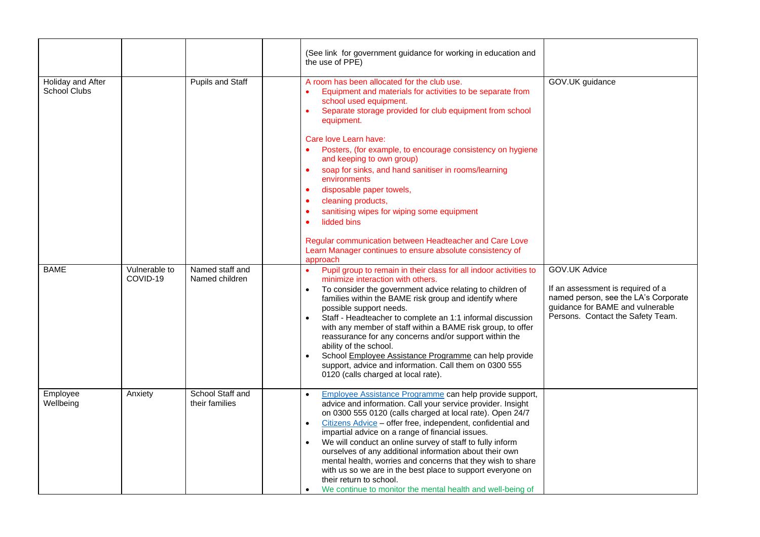| | | | | | |
|---|---|---|---|---|---|
| | | | | (See link for government guidance for working in education and the use of PPE) | |
| Holiday and After School Clubs | | Pupils and Staff | | A room has been allocated for the club use.<br>• Equipment and materials for activities to be separate from school used equipment.<br>• Separate storage provided for club equipment from school equipment.<br><br>Care love Learn have:<br>• Posters, (for example, to encourage consistency on hygiene and keeping to own group)<br>• soap for sinks, and hand sanitiser in rooms/learning environments<br>• disposable paper towels,<br>• cleaning products,<br>• sanitising wipes for wiping some equipment<br>• lidded bins<br><br>Regular communication between Headteacher and Care Love Learn Manager continues to ensure absolute consistency of approach | GOV.UK guidance |
| BAME | Vulnerable to COVID-19 | Named staff and Named children | | • Pupil group to remain in their class for all indoor activities to minimize interaction with others.<br>• To consider the government advice relating to children of families within the BAME risk group and identify where possible support needs.<br>• Staff - Headteacher to complete an 1:1 informal discussion with any member of staff within a BAME risk group, to offer reassurance for any concerns and/or support within the ability of the school.<br>• School Employee Assistance Programme can help provide support, advice and information. Call them on 0300 555 0120 (calls charged at local rate). | GOV.UK Advice<br><br>If an assessment is required of a named person, see the LA's Corporate guidance for BAME and vulnerable Persons. Contact the Safety Team. |
| Employee Wellbeing | Anxiety | School Staff and their families | | • Employee Assistance Programme can help provide support, advice and information. Call your service provider. Insight on 0300 555 0120 (calls charged at local rate). Open 24/7<br>• Citizens Advice – offer free, independent, confidential and impartial advice on a range of financial issues.<br>• We will conduct an online survey of staff to fully inform ourselves of any additional information about their own mental health, worries and concerns that they wish to share with us so we are in the best place to support everyone on their return to school.<br>• We continue to monitor the mental health and well-being of | |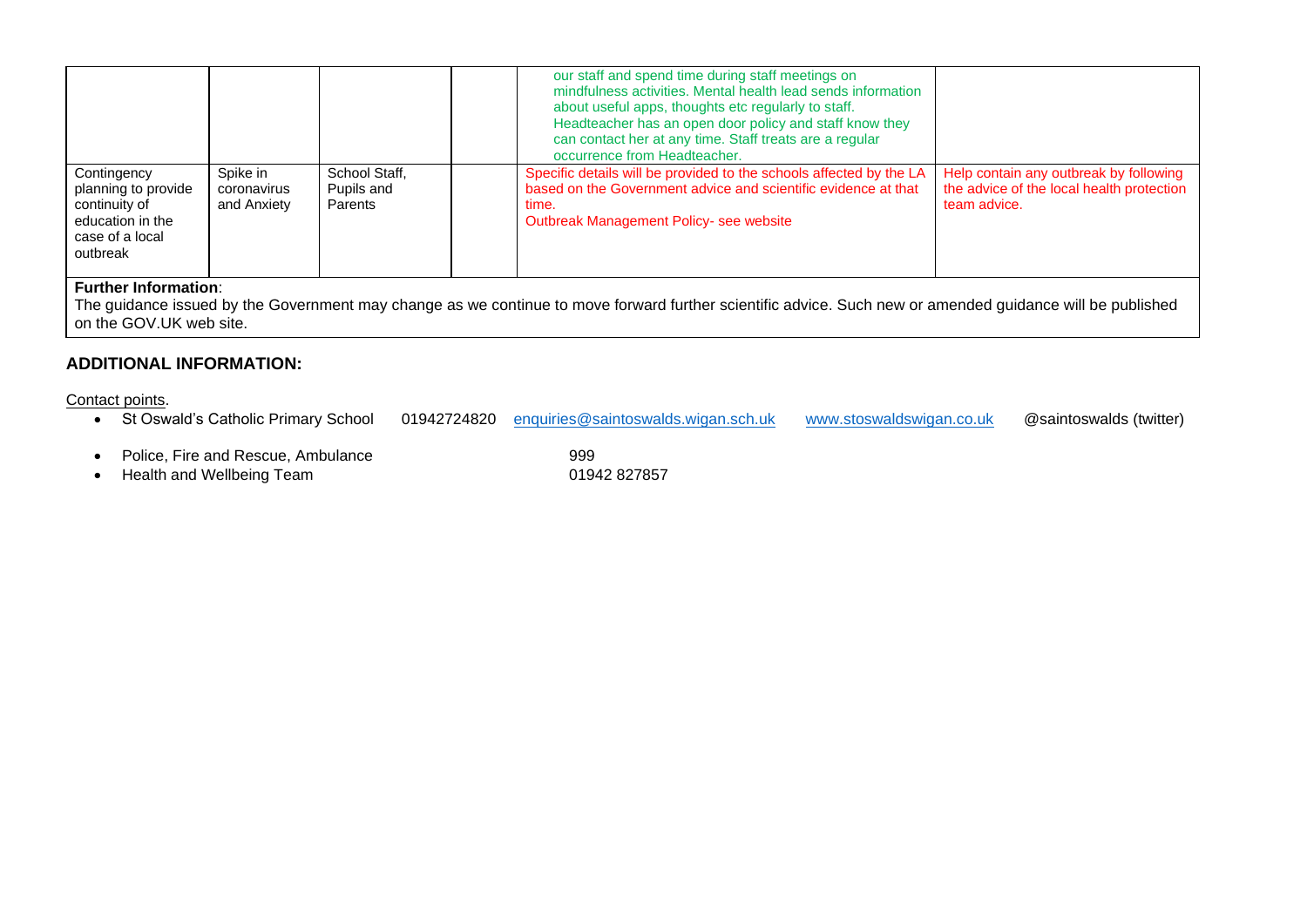| | | | | | |
|---|---|---|---|---|---|
| | | | | our staff and spend time during staff meetings on mindfulness activities. Mental health lead sends information about useful apps, thoughts etc regularly to staff. Headteacher has an open door policy and staff know they can contact her at any time. Staff treats are a regular occurrence from Headteacher. | |
| Contingency planning to provide continuity of education in the case of a local outbreak | Spike in coronavirus and Anxiety | School Staff, Pupils and Parents | | Specific details will be provided to the schools affected by the LA based on the Government advice and scientific evidence at that time.<br>Outbreak Management Policy- see website | Help contain any outbreak by following the advice of the local health protection team advice. |

**Further Information**:
The guidance issued by the Government may change as we continue to move forward further scientific advice. Such new or amended guidance will be published on the GOV.UK web site.

## ADDITIONAL INFORMATION:

Contact points.

- St Oswald's Catholic Primary School 01942724820 enquiries@saintoswalds.wigan.sch.uk www.stoswaldswigan.co.uk @saintoswalds (twitter)
- Police, Fire and Rescue, Ambulance 999
- Health and Wellbeing Team 01942 827857